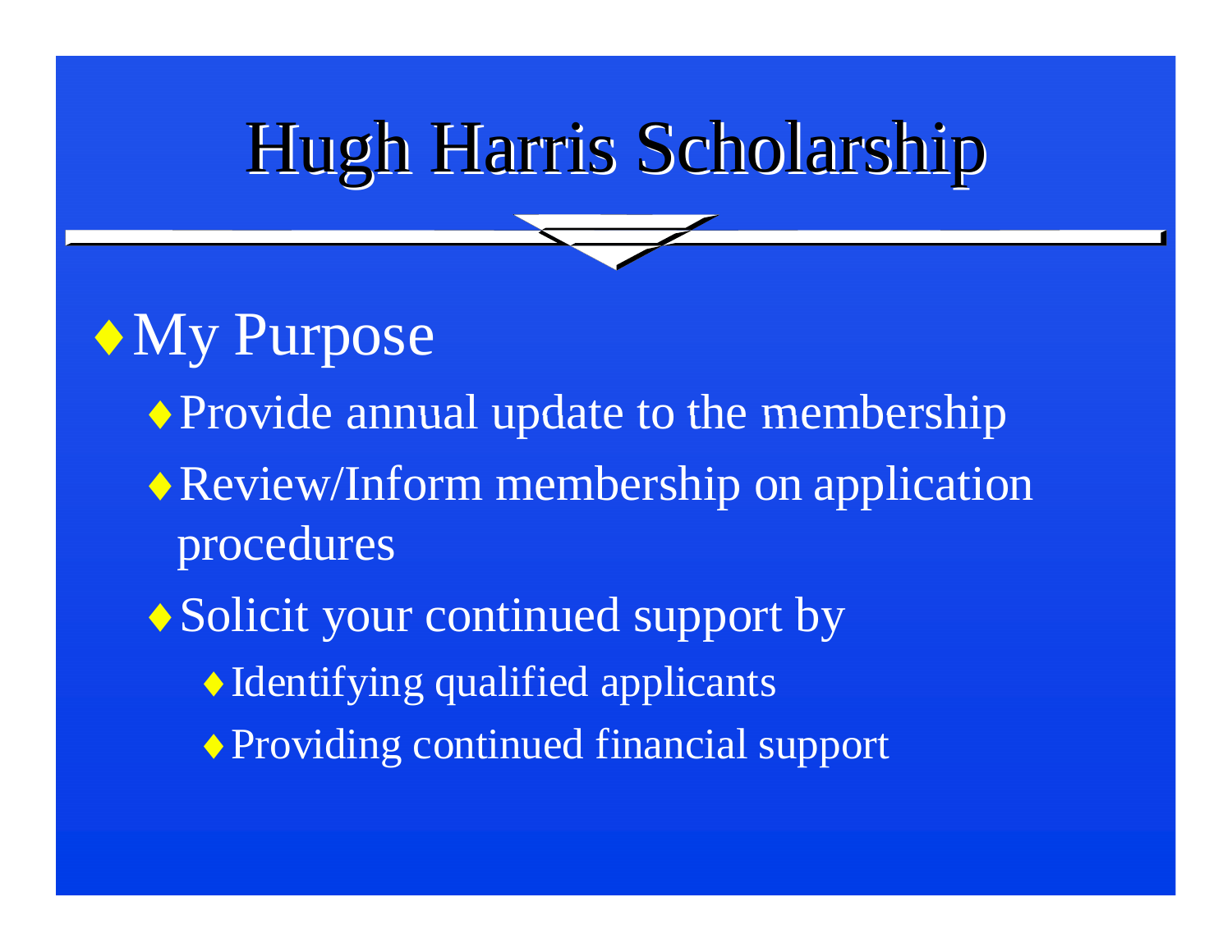# Hugh Harris Scholarship

- My Purpose
  - Provide annual update to the membership
  - Review/Inform membership on application procedures
  - Solicit your continued support by
    - Identifying qualified applicants
    - Providing continued financial support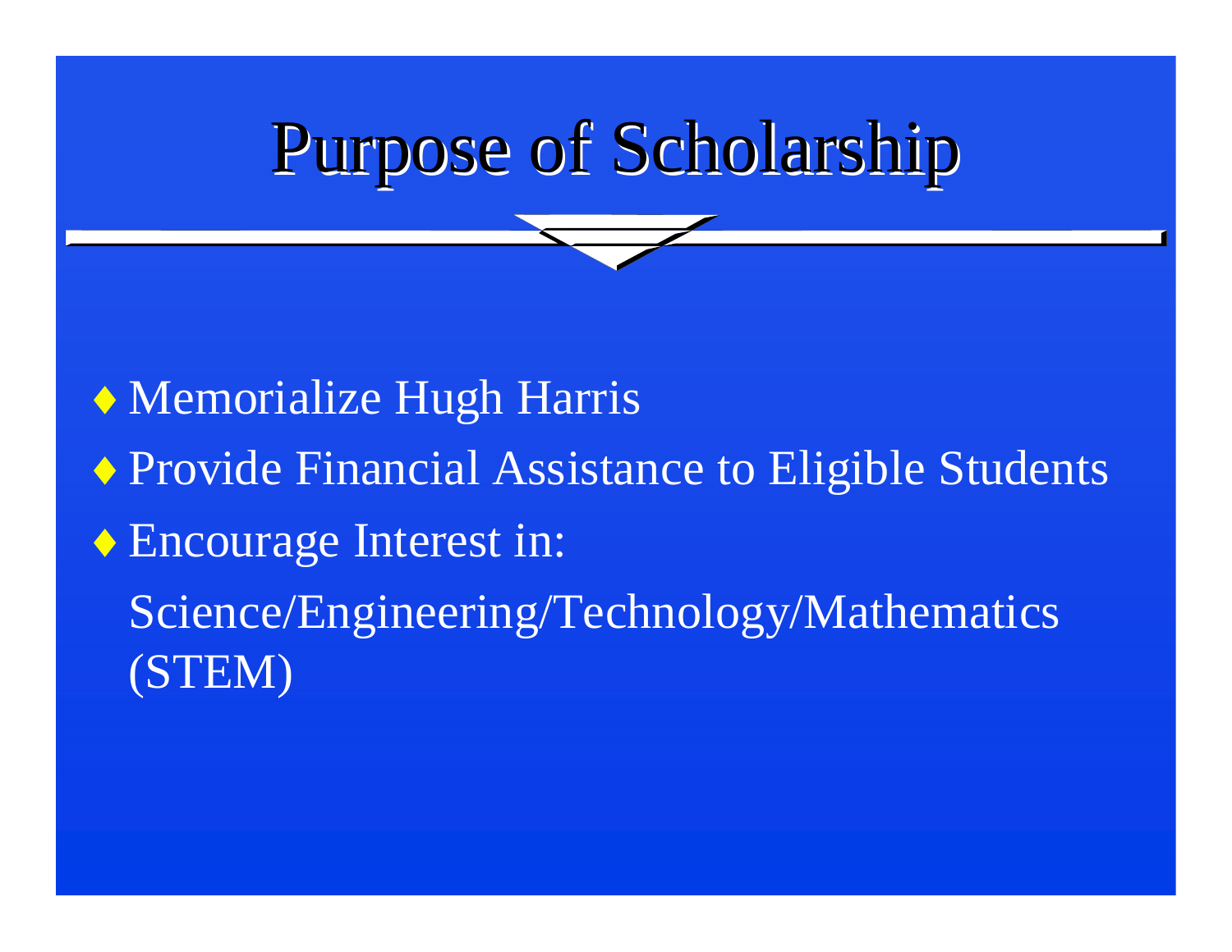# Purpose of Scholarship

- Memorialize Hugh Harris
- Provide Financial Assistance to Eligible Students
- Encourage Interest in:

  Science/Engineering/Technology/Mathematics (STEM)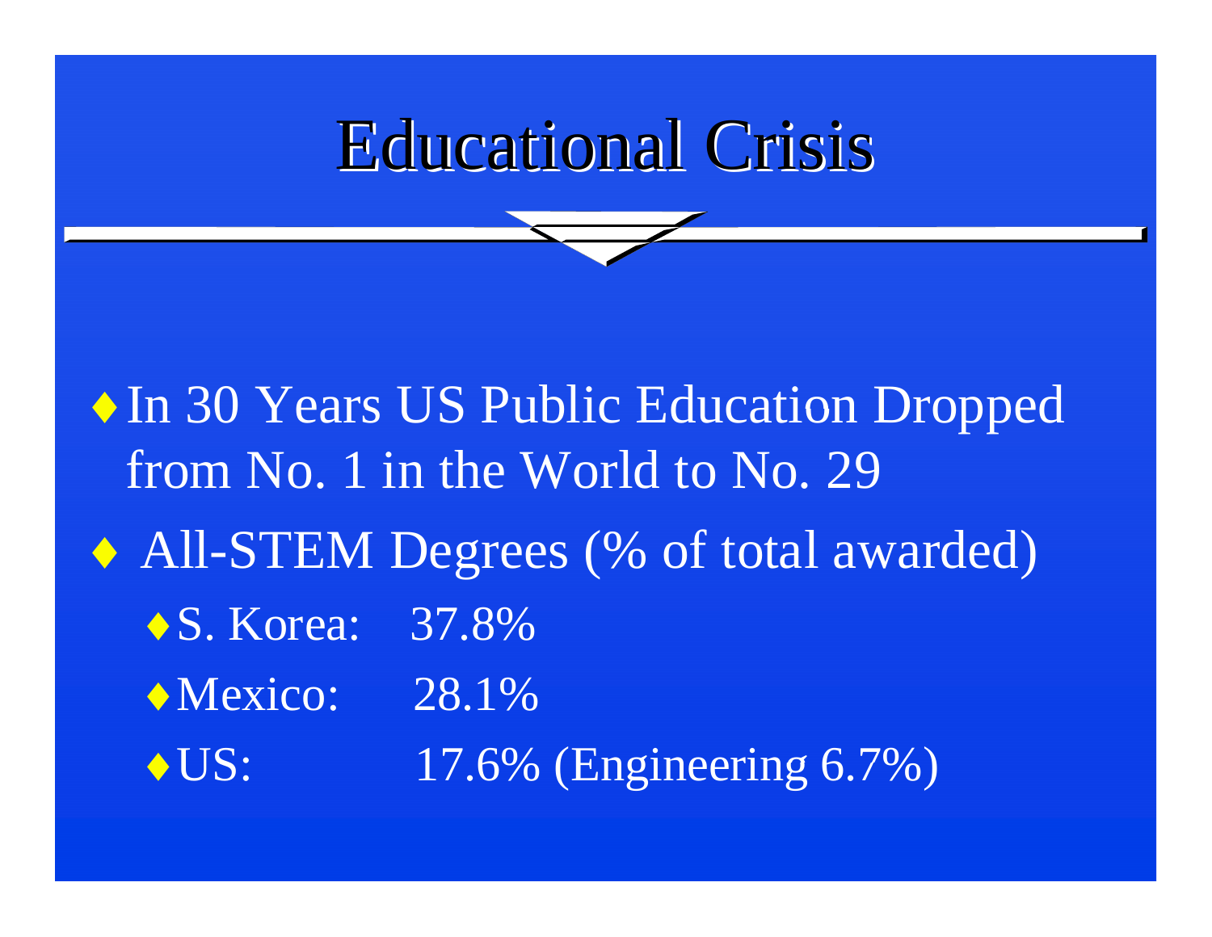# Educational Crisis

- In 30 Years US Public Education Dropped from No. 1 in the World to No. 29
- All-STEM Degrees (% of total awarded)
  - S. Korea: 37.8%
  - Mexico: 28.1%
  - US: 17.6% (Engineering 6.7%)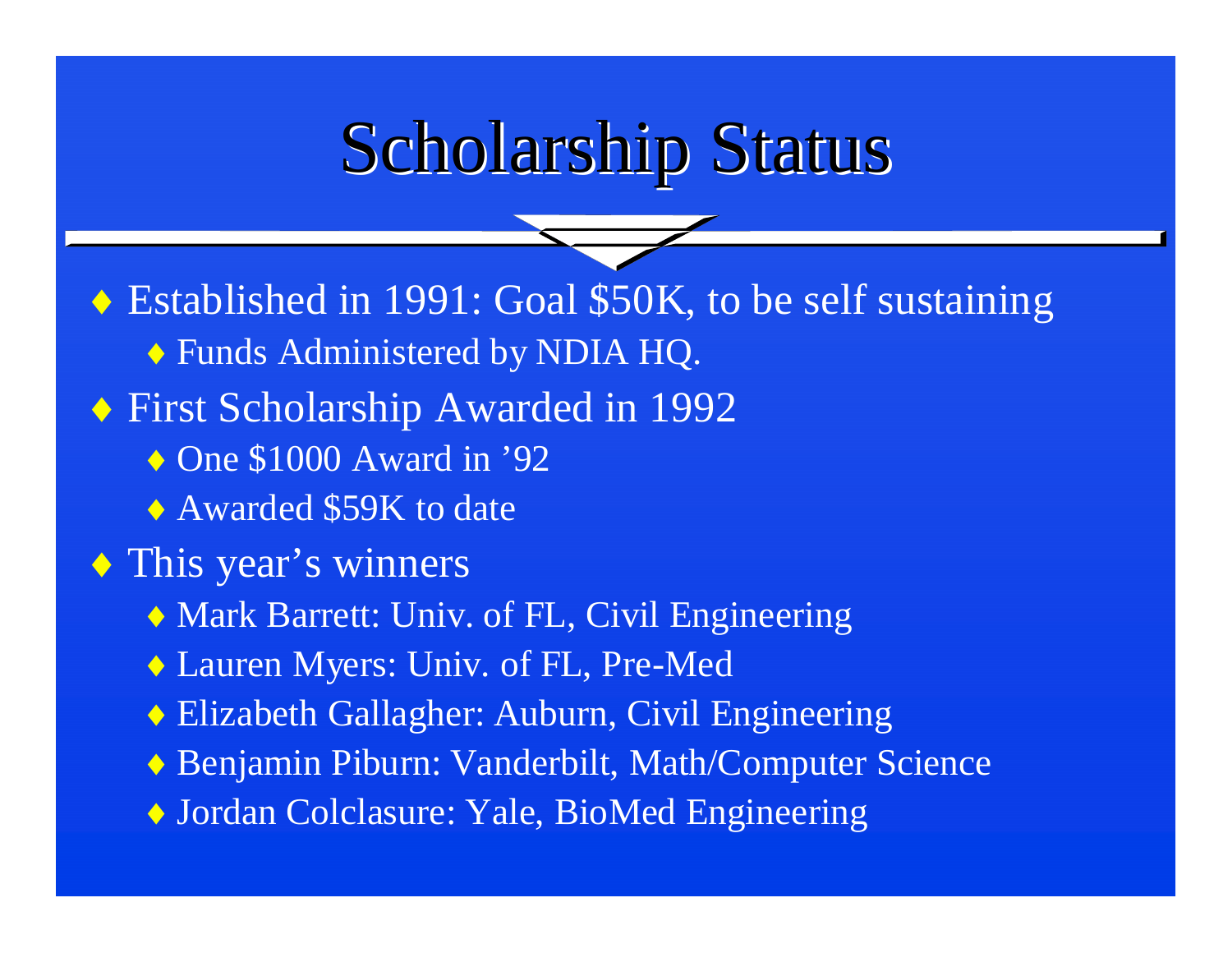# Scholarship Status

- Established in 1991: Goal $50K, to be self sustaining
  - Funds Administered by NDIA HQ.
- First Scholarship Awarded in 1992
  - One $1000 Award in '92
  - Awarded $59K to date
- This year's winners
  - Mark Barrett: Univ. of FL, Civil Engineering
  - Lauren Myers: Univ. of FL, Pre-Med
  - Elizabeth Gallagher: Auburn, Civil Engineering
  - Benjamin Piburn: Vanderbilt, Math/Computer Science
  - Jordan Colclasure: Yale, BioMed Engineering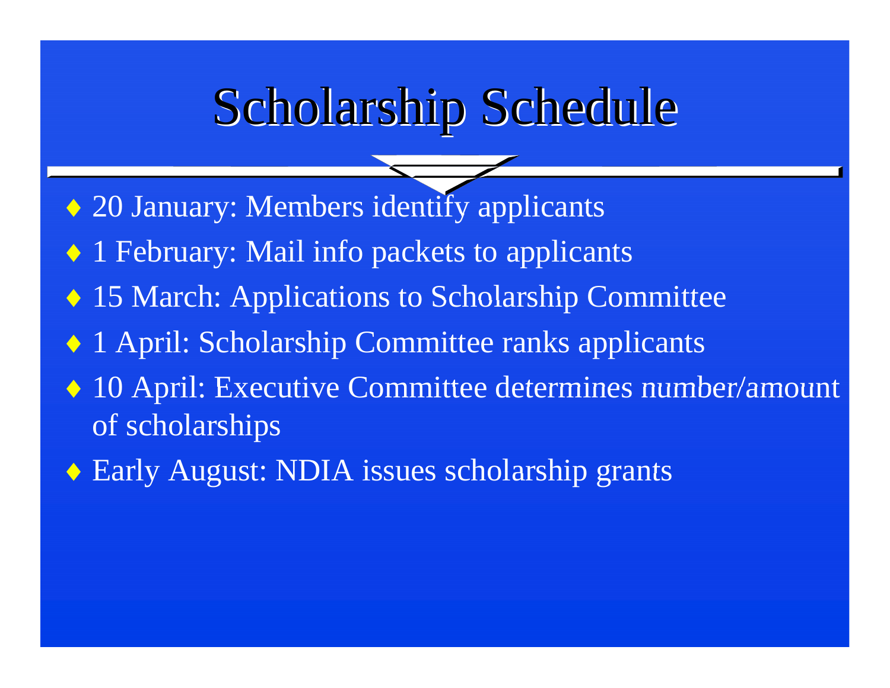# Scholarship Schedule

- 20 January: Members identify applicants
- 1 February: Mail info packets to applicants
- 15 March: Applications to Scholarship Committee
- 1 April: Scholarship Committee ranks applicants
- 10 April: Executive Committee determines number/amount of scholarships
- Early August: NDIA issues scholarship grants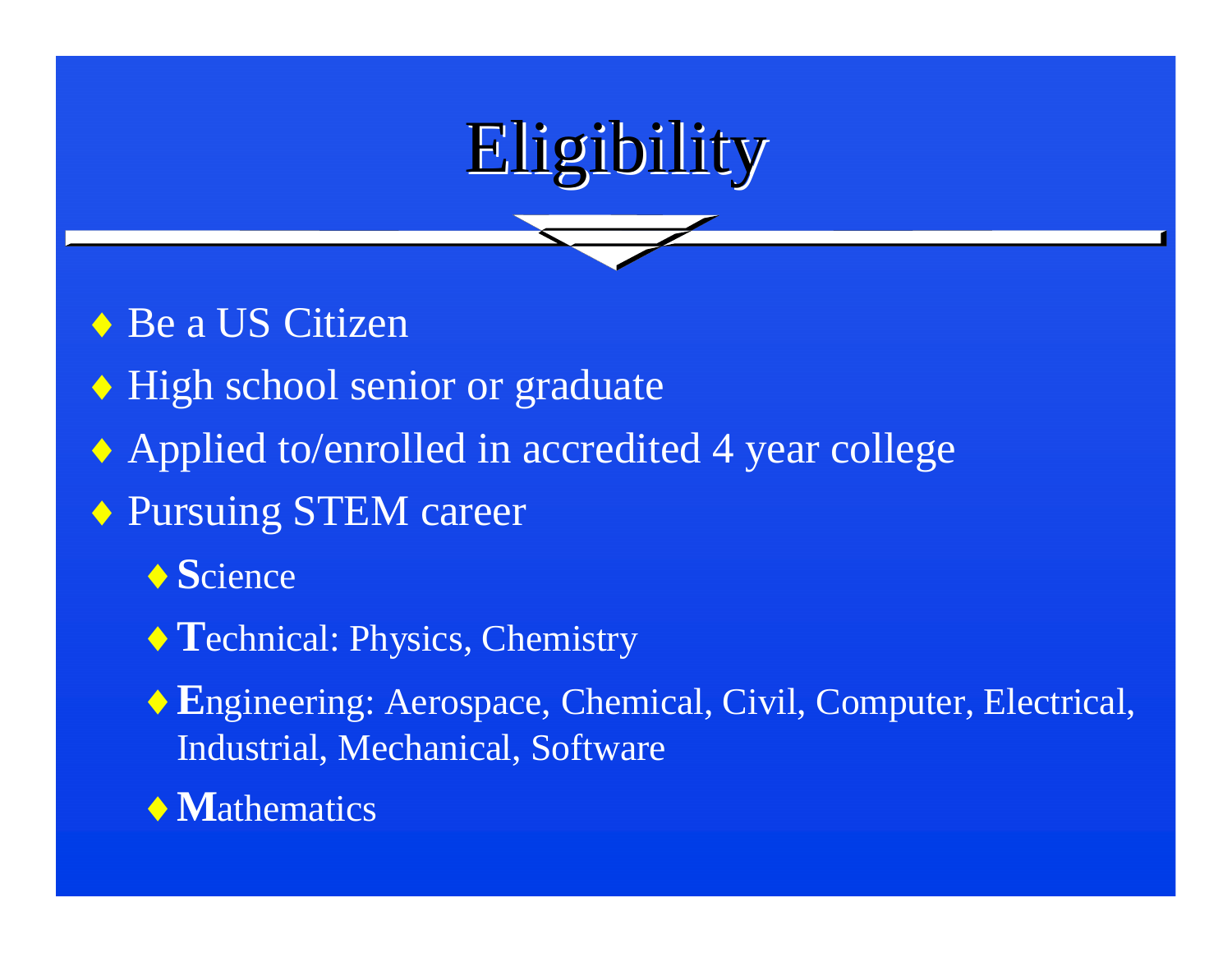# Eligibility

- Be a US Citizen
- High school senior or graduate
- Applied to/enrolled in accredited 4 year college
- Pursuing STEM career
  - **S**cience
  - **T**echnical: Physics, Chemistry
  - **E**ngineering: Aerospace, Chemical, Civil, Computer, Electrical, Industrial, Mechanical, Software
  - **M**athematics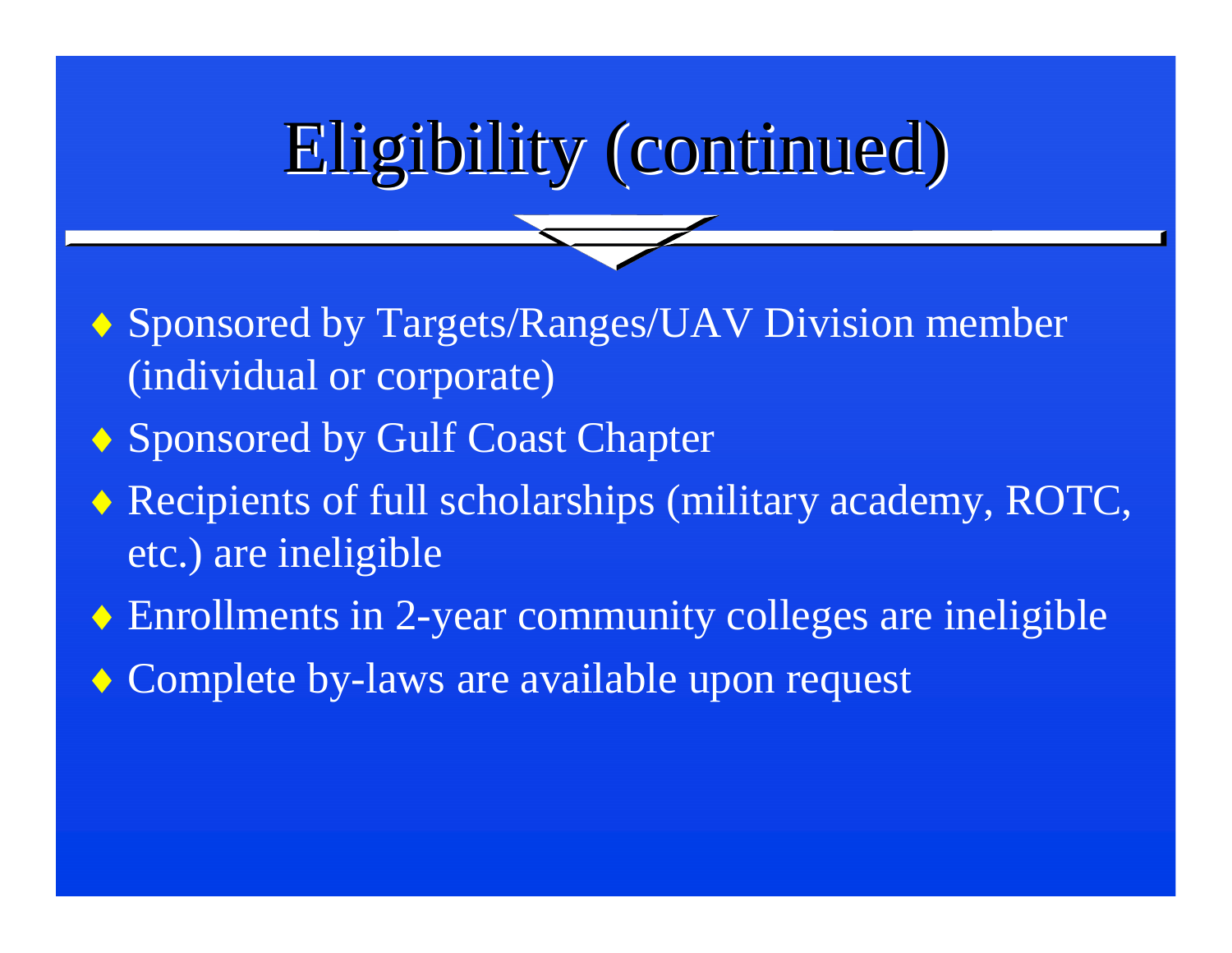# Eligibility (continued)

- Sponsored by Targets/Ranges/UAV Division member (individual or corporate)
- Sponsored by Gulf Coast Chapter
- Recipients of full scholarships (military academy, ROTC, etc.) are ineligible
- Enrollments in 2-year community colleges are ineligible
- Complete by-laws are available upon request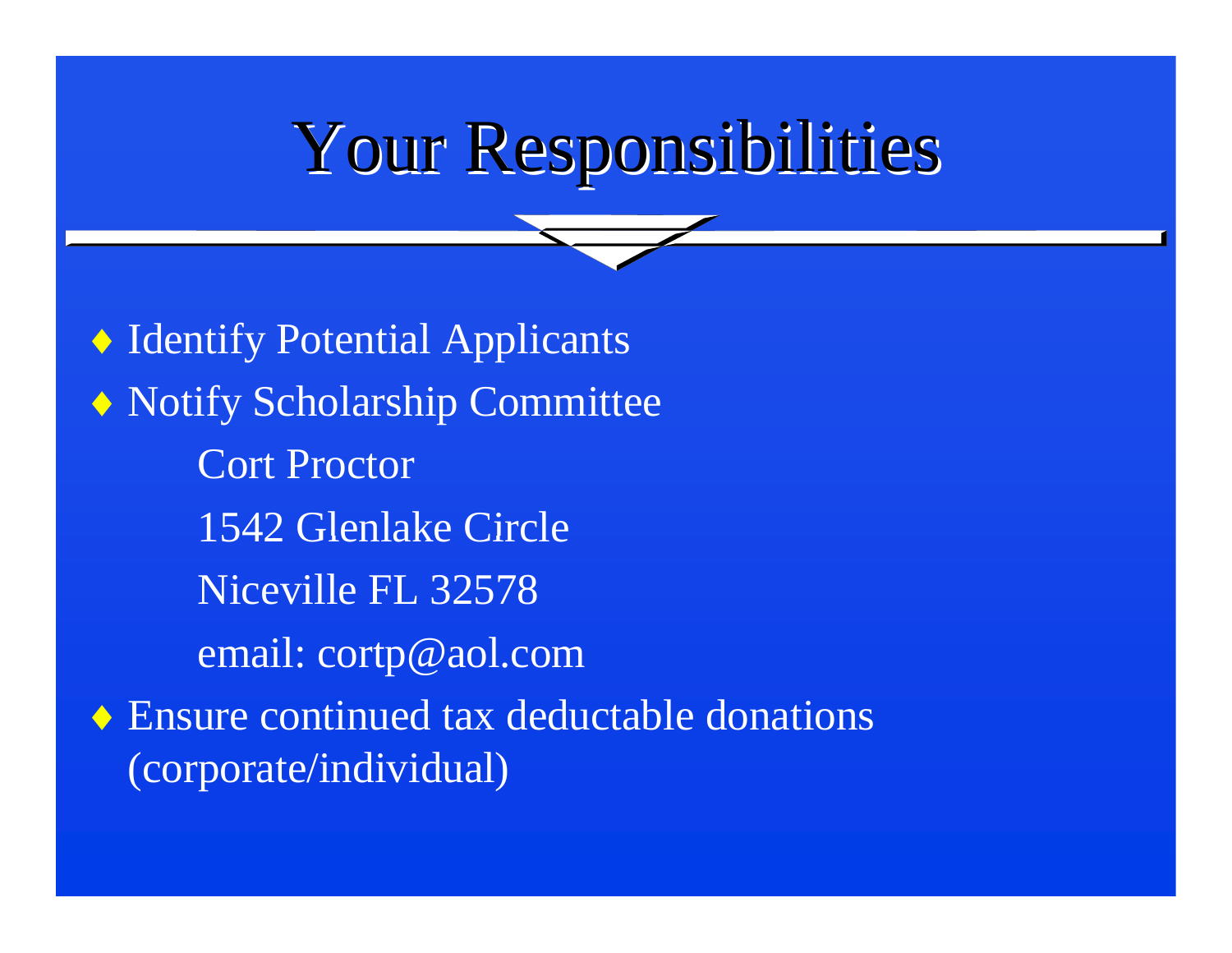# Your Responsibilities

- Identify Potential Applicants
- Notify Scholarship Committee

  Cort Proctor

  1542 Glenlake Circle

  Niceville FL 32578

  email: cortp@aol.com

- Ensure continued tax deductable donations (corporate/individual)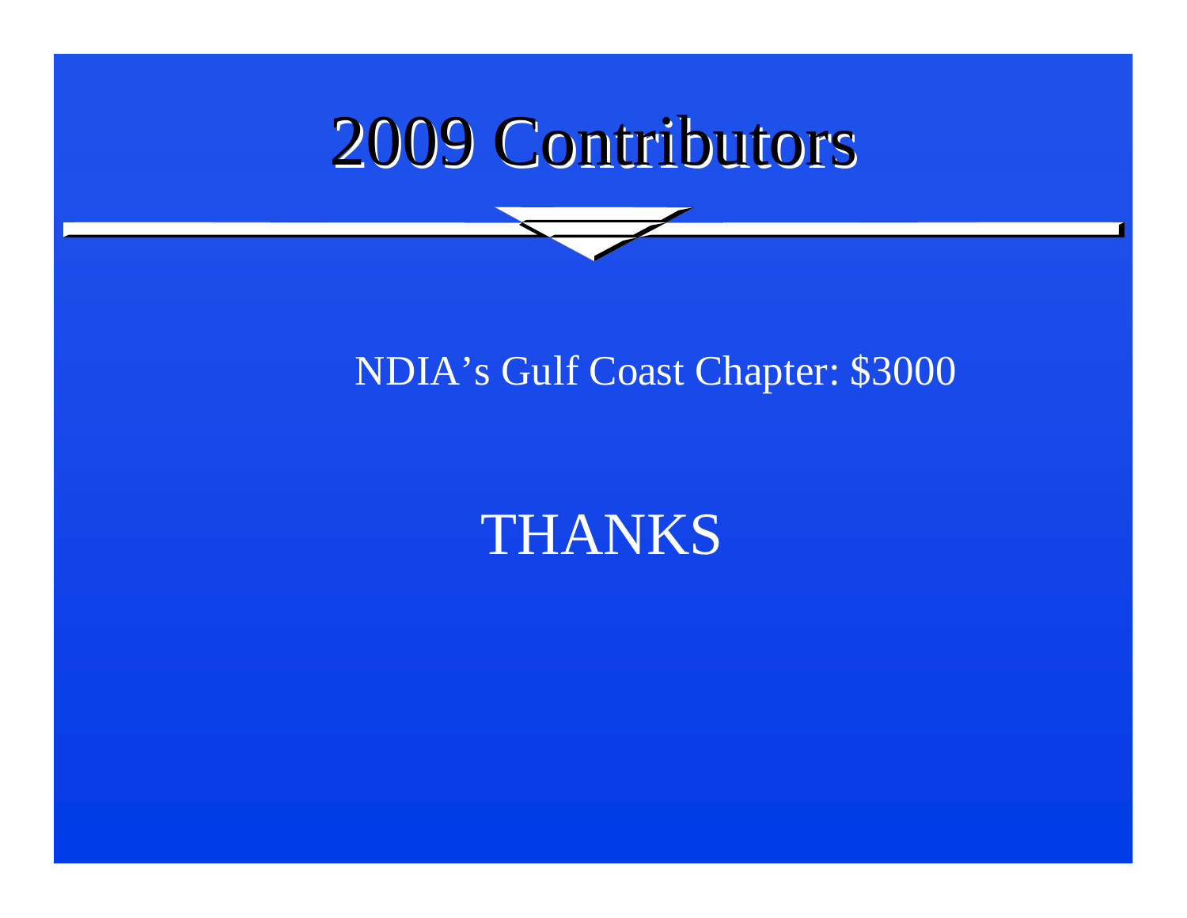# 2009 Contributors

NDIA’s Gulf Coast Chapter: $3000

THANKS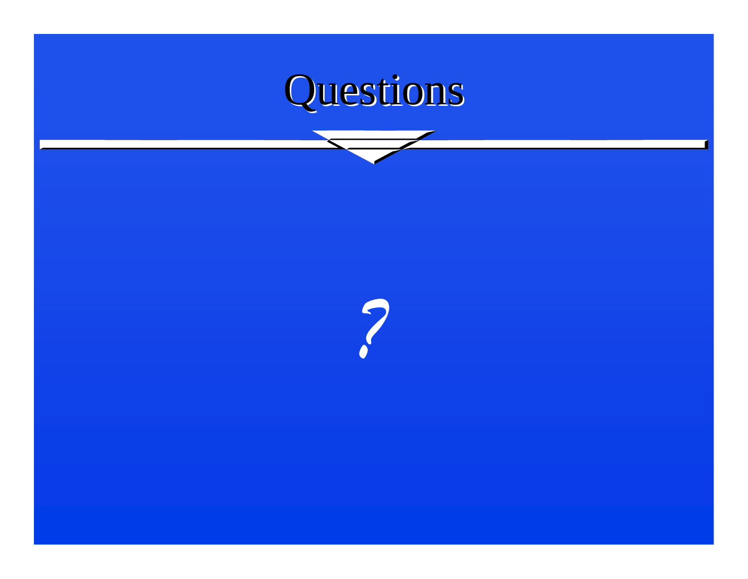# Questions

?